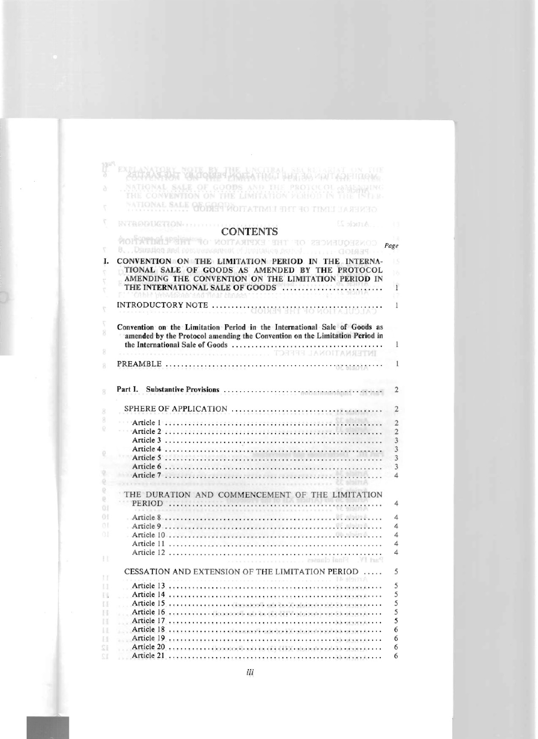# CONTENTS

| | Page |
|---|---|
| **I. CONVENTION ON THE LIMITATION PERIOD IN THE INTERNATIONAL SALE OF GOODS AS AMENDED BY THE PROTOCOL AMENDING THE CONVENTION ON THE LIMITATION PERIOD IN THE INTERNATIONAL SALE OF GOODS** | 1 |
| INTRODUCTORY NOTE | 1 |
| **Convention on the Limitation Period in the International Sale of Goods as amended by the Protocol amending the Convention on the Limitation Period in the International Sale of Goods** | 1 |
| PREAMBLE | 1 |
| **Part I. Substantive Provisions** | 2 |
| SPHERE OF APPLICATION | 2 |
| Article 1 | 2 |
| Article 2 | 2 |
| Article 3 | 3 |
| Article 4 | 3 |
| Article 5 | 3 |
| Article 6 | 3 |
| Article 7 | 4 |
| THE DURATION AND COMMENCEMENT OF THE LIMITATION PERIOD | 4 |
| Article 8 | 4 |
| Article 9 | 4 |
| Article 10 | 4 |
| Article 11 | 4 |
| Article 12 | 4 |
| CESSATION AND EXTENSION OF THE LIMITATION PERIOD | 5 |
| Article 13 | 5 |
| Article 14 | 5 |
| Article 15 | 5 |
| Article 16 | 5 |
| Article 17 | 5 |
| Article 18 | 6 |
| Article 19 | 6 |
| Article 20 | 6 |
| Article 21 | 6 |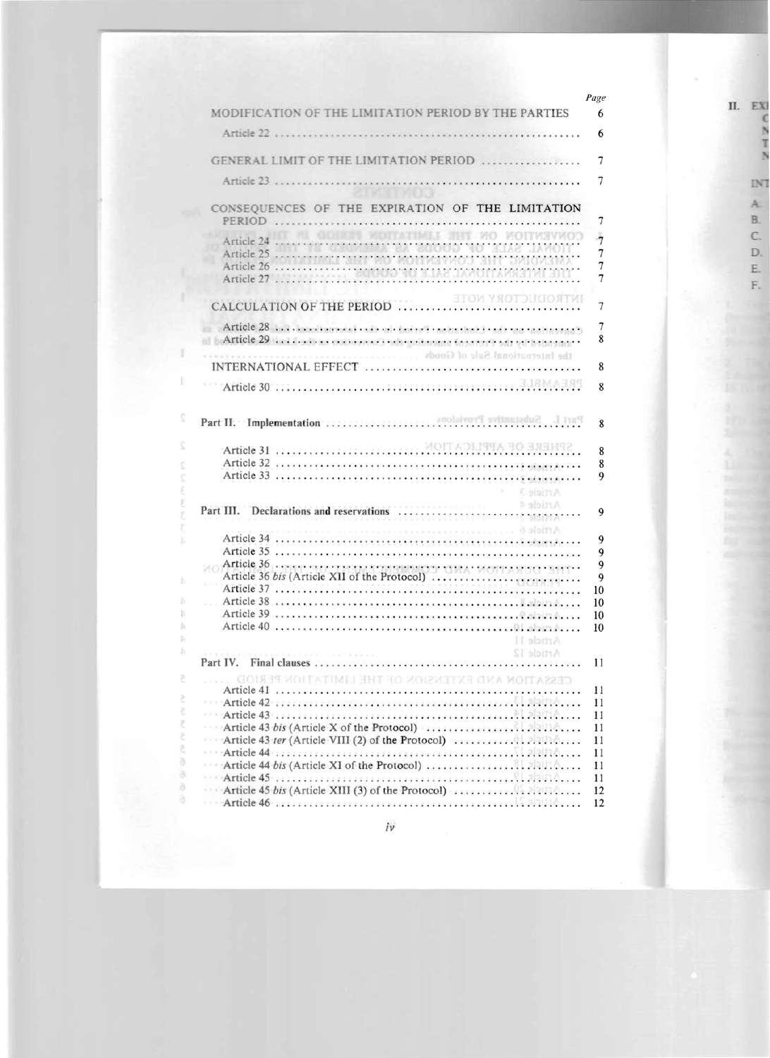| | Page |
|---|---|
| MODIFICATION OF THE LIMITATION PERIOD BY THE PARTIES | 6 |
| Article 22 | 6 |
| GENERAL LIMIT OF THE LIMITATION PERIOD | 7 |
| Article 23 | 7 |
| CONSEQUENCES OF THE EXPIRATION OF THE LIMITATION PERIOD | 7 |
| Article 24 | 7 |
| Article 25 | 7 |
| Article 26 | 7 |
| Article 27 | 7 |
| CALCULATION OF THE PERIOD | 7 |
| Article 28 | 7 |
| Article 29 | 8 |
| INTERNATIONAL EFFECT | 8 |
| Article 30 | 8 |
| **Part II. Implementation** | 8 |
| Article 31 | 8 |
| Article 32 | 8 |
| Article 33 | 9 |
| **Part III. Declarations and reservations** | 9 |
| Article 34 | 9 |
| Article 35 | 9 |
| Article 36 | 9 |
| Article 36 *bis* (Article XII of the Protocol) | 9 |
| Article 37 | 10 |
| Article 38 | 10 |
| Article 39 | 10 |
| Article 40 | 10 |
| **Part IV. Final clauses** | 11 |
| Article 41 | 11 |
| Article 42 | 11 |
| Article 43 | 11 |
| Article 43 *bis* (Article X of the Protocol) | 11 |
| Article 43 *ter* (Article VIII (2) of the Protocol) | 11 |
| Article 44 | 11 |
| Article 44 *bis* (Article XI of the Protocol) | 11 |
| Article 45 | 11 |
| Article 45 *bis* (Article XIII (3) of the Protocol) | 12 |
| Article 46 | 12 |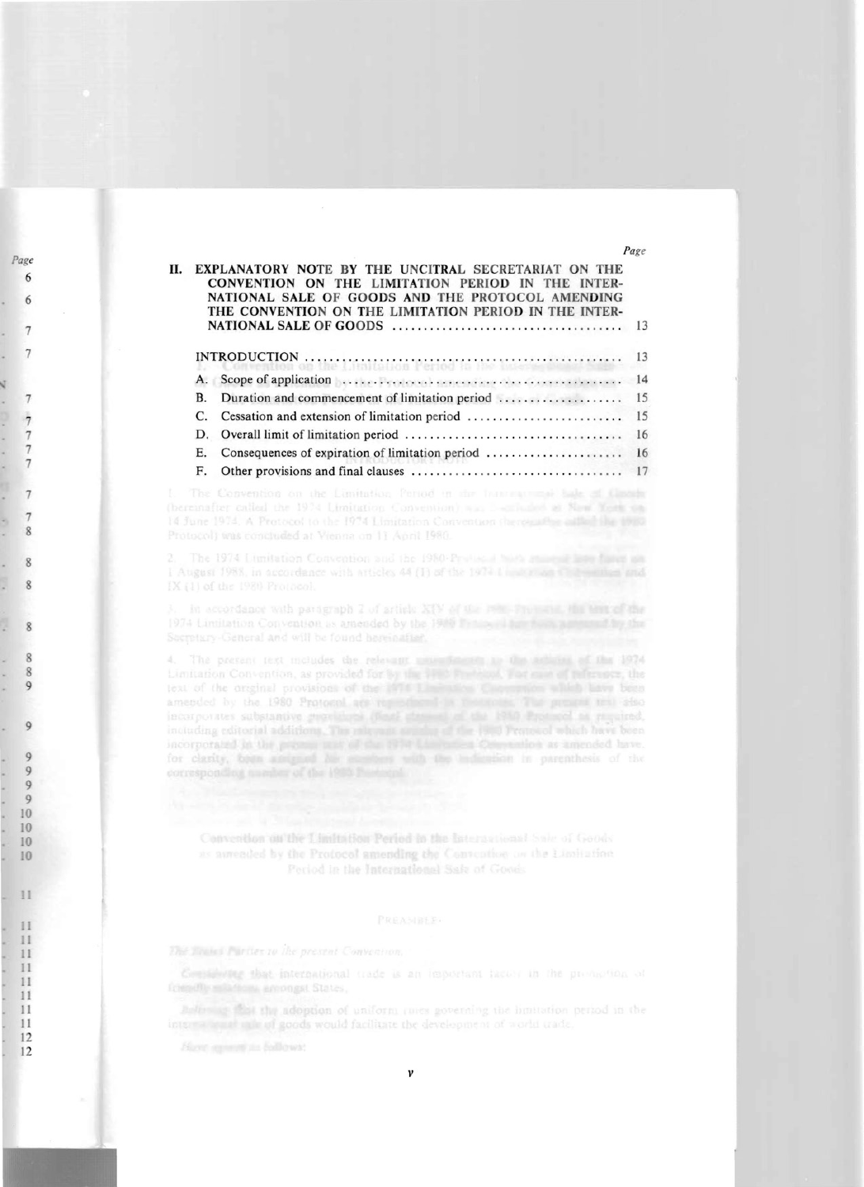| | | Page |
|---|---|---|
| **II.** | **EXPLANATORY NOTE BY THE UNCITRAL SECRETARIAT ON THE CONVENTION ON THE LIMITATION PERIOD IN THE INTERNATIONAL SALE OF GOODS AND THE PROTOCOL AMENDING THE CONVENTION ON THE LIMITATION PERIOD IN THE INTERNATIONAL SALE OF GOODS** | 13 |
| | INTRODUCTION | 13 |
| | A. Scope of application | 14 |
| | B. Duration and commencement of limitation period | 15 |
| | C. Cessation and extension of limitation period | 15 |
| | D. Overall limit of limitation period | 16 |
| | E. Consequences of expiration of limitation period | 16 |
| | F. Other provisions and final clauses | 17 |